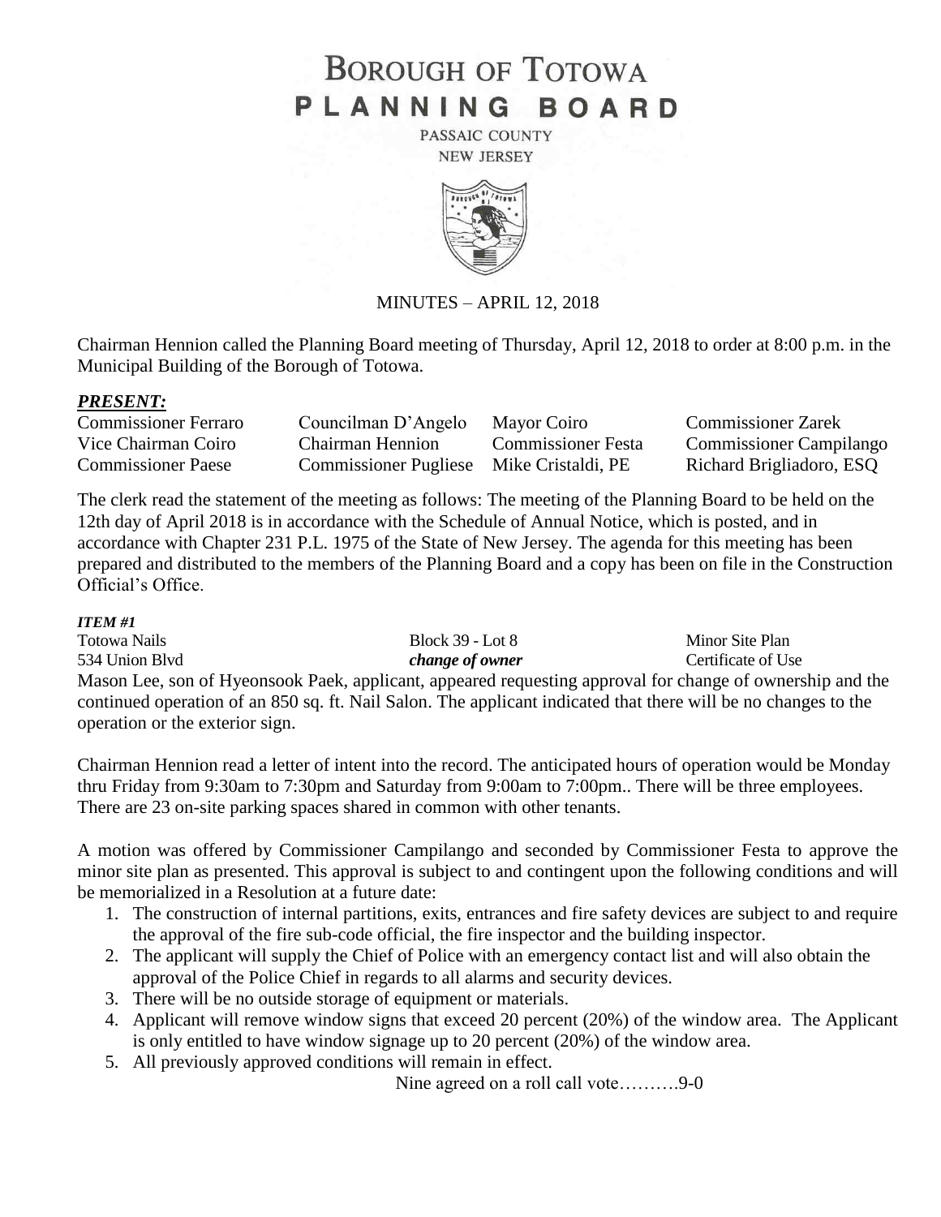# BOROUGH OF TOTOWA
# PLANNING BOARD

PASSAIC COUNTY
NEW JERSEY

MINUTES – APRIL 12, 2018

Chairman Hennion called the Planning Board meeting of Thursday, April 12, 2018 to order at 8:00 p.m. in the Municipal Building of the Borough of Totowa.

***PRESENT:***

| | | | |
|---|---|---|---|
| Commissioner Ferraro | Councilman D'Angelo | Mayor Coiro | Commissioner Zarek |
| Vice Chairman Coiro | Chairman Hennion | Commissioner Festa | Commissioner Campilango |
| Commissioner Paese | Commissioner Pugliese | Mike Cristaldi, PE | Richard Brigliadoro, ESQ |

The clerk read the statement of the meeting as follows: The meeting of the Planning Board to be held on the 12th day of April 2018 is in accordance with the Schedule of Annual Notice, which is posted, and in accordance with Chapter 231 P.L. 1975 of the State of New Jersey. The agenda for this meeting has been prepared and distributed to the members of the Planning Board and a copy has been on file in the Construction Official's Office.

***ITEM #1***

| | | |
|---|---|---|
| Totowa Nails | Block 39 - Lot 8 | Minor Site Plan |
| 534 Union Blvd | ***change of owner*** | Certificate of Use |

Mason Lee, son of Hyeonsook Paek, applicant, appeared requesting approval for change of ownership and the continued operation of an 850 sq. ft. Nail Salon. The applicant indicated that there will be no changes to the operation or the exterior sign.

Chairman Hennion read a letter of intent into the record. The anticipated hours of operation would be Monday thru Friday from 9:30am to 7:30pm and Saturday from 9:00am to 7:00pm.. There will be three employees. There are 23 on-site parking spaces shared in common with other tenants.

A motion was offered by Commissioner Campilango and seconded by Commissioner Festa to approve the minor site plan as presented. This approval is subject to and contingent upon the following conditions and will be memorialized in a Resolution at a future date:

1. The construction of internal partitions, exits, entrances and fire safety devices are subject to and require the approval of the fire sub-code official, the fire inspector and the building inspector.
2. The applicant will supply the Chief of Police with an emergency contact list and will also obtain the approval of the Police Chief in regards to all alarms and security devices.
3. There will be no outside storage of equipment or materials.
4. Applicant will remove window signs that exceed 20 percent (20%) of the window area. The Applicant is only entitled to have window signage up to 20 percent (20%) of the window area.
5. All previously approved conditions will remain in effect.

Nine agreed on a roll call vote……….9-0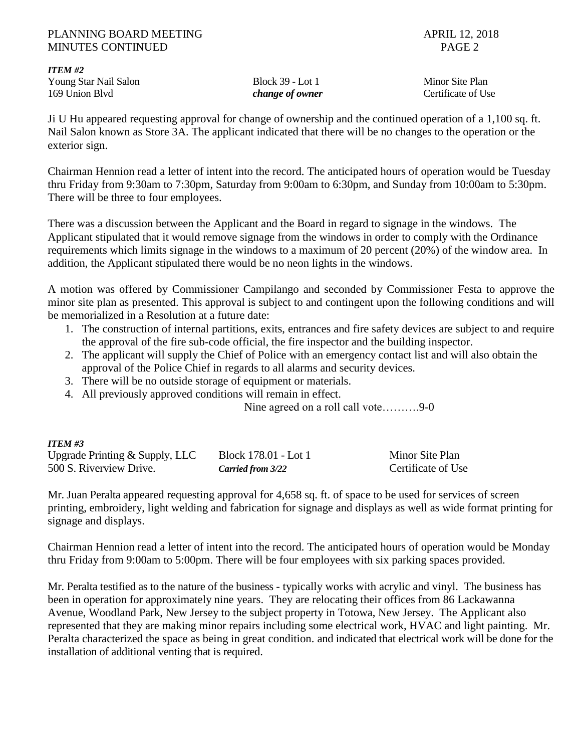***ITEM #2***

| | | |
|---|---|---|
| Young Star Nail Salon | Block 39 - Lot 1 | Minor Site Plan |
| 169 Union Blvd | ***change of owner*** | Certificate of Use |

Ji U Hu appeared requesting approval for change of ownership and the continued operation of a 1,100 sq. ft. Nail Salon known as Store 3A. The applicant indicated that there will be no changes to the operation or the exterior sign.

Chairman Hennion read a letter of intent into the record. The anticipated hours of operation would be Tuesday thru Friday from 9:30am to 7:30pm, Saturday from 9:00am to 6:30pm, and Sunday from 10:00am to 5:30pm. There will be three to four employees.

There was a discussion between the Applicant and the Board in regard to signage in the windows. The Applicant stipulated that it would remove signage from the windows in order to comply with the Ordinance requirements which limits signage in the windows to a maximum of 20 percent (20%) of the window area. In addition, the Applicant stipulated there would be no neon lights in the windows.

A motion was offered by Commissioner Campilango and seconded by Commissioner Festa to approve the minor site plan as presented. This approval is subject to and contingent upon the following conditions and will be memorialized in a Resolution at a future date:

1. The construction of internal partitions, exits, entrances and fire safety devices are subject to and require the approval of the fire sub-code official, the fire inspector and the building inspector.
2. The applicant will supply the Chief of Police with an emergency contact list and will also obtain the approval of the Police Chief in regards to all alarms and security devices.
3. There will be no outside storage of equipment or materials.
4. All previously approved conditions will remain in effect.

Nine agreed on a roll call vote……….9-0

***ITEM #3***

| | | |
|---|---|---|
| Upgrade Printing & Supply, LLC | Block 178.01 - Lot 1 | Minor Site Plan |
| 500 S. Riverview Drive. | ***Carried from 3/22*** | Certificate of Use |

Mr. Juan Peralta appeared requesting approval for 4,658 sq. ft. of space to be used for services of screen printing, embroidery, light welding and fabrication for signage and displays as well as wide format printing for signage and displays.

Chairman Hennion read a letter of intent into the record. The anticipated hours of operation would be Monday thru Friday from 9:00am to 5:00pm. There will be four employees with six parking spaces provided.

Mr. Peralta testified as to the nature of the business - typically works with acrylic and vinyl. The business has been in operation for approximately nine years. They are relocating their offices from 86 Lackawanna Avenue, Woodland Park, New Jersey to the subject property in Totowa, New Jersey. The Applicant also represented that they are making minor repairs including some electrical work, HVAC and light painting. Mr. Peralta characterized the space as being in great condition. and indicated that electrical work will be done for the installation of additional venting that is required.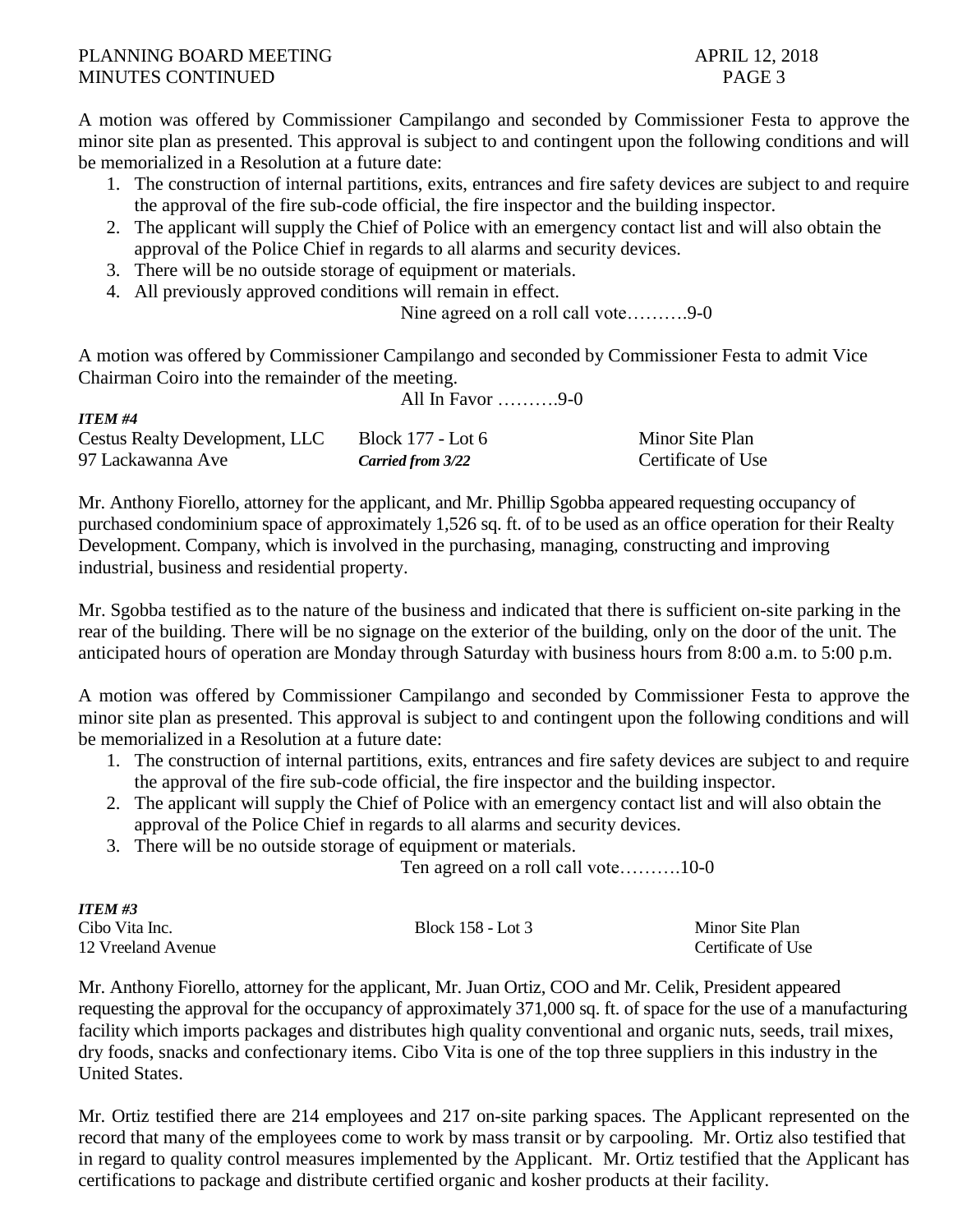A motion was offered by Commissioner Campilango and seconded by Commissioner Festa to approve the minor site plan as presented. This approval is subject to and contingent upon the following conditions and will be memorialized in a Resolution at a future date:

1. The construction of internal partitions, exits, entrances and fire safety devices are subject to and require the approval of the fire sub-code official, the fire inspector and the building inspector.
2. The applicant will supply the Chief of Police with an emergency contact list and will also obtain the approval of the Police Chief in regards to all alarms and security devices.
3. There will be no outside storage of equipment or materials.
4. All previously approved conditions will remain in effect.

Nine agreed on a roll call vote……….9-0

A motion was offered by Commissioner Campilango and seconded by Commissioner Festa to admit Vice Chairman Coiro into the remainder of the meeting.

All In Favor ……….9-0

***ITEM #4***

| | | |
|---|---|---|
| Cestus Realty Development, LLC | Block 177 - Lot 6 | Minor Site Plan |
| 97 Lackawanna Ave | ***Carried from 3/22*** | Certificate of Use |

Mr. Anthony Fiorello, attorney for the applicant, and Mr. Phillip Sgobba appeared requesting occupancy of purchased condominium space of approximately 1,526 sq. ft. of to be used as an office operation for their Realty Development. Company, which is involved in the purchasing, managing, constructing and improving industrial, business and residential property.

Mr. Sgobba testified as to the nature of the business and indicated that there is sufficient on-site parking in the rear of the building. There will be no signage on the exterior of the building, only on the door of the unit. The anticipated hours of operation are Monday through Saturday with business hours from 8:00 a.m. to 5:00 p.m.

A motion was offered by Commissioner Campilango and seconded by Commissioner Festa to approve the minor site plan as presented. This approval is subject to and contingent upon the following conditions and will be memorialized in a Resolution at a future date:

1. The construction of internal partitions, exits, entrances and fire safety devices are subject to and require the approval of the fire sub-code official, the fire inspector and the building inspector.
2. The applicant will supply the Chief of Police with an emergency contact list and will also obtain the approval of the Police Chief in regards to all alarms and security devices.
3. There will be no outside storage of equipment or materials.

Ten agreed on a roll call vote……….10-0

***ITEM #3***

| | | |
|---|---|---|
| Cibo Vita Inc. | Block 158 - Lot 3 | Minor Site Plan |
| 12 Vreeland Avenue | | Certificate of Use |

Mr. Anthony Fiorello, attorney for the applicant, Mr. Juan Ortiz, COO and Mr. Celik, President appeared requesting the approval for the occupancy of approximately 371,000 sq. ft. of space for the use of a manufacturing facility which imports packages and distributes high quality conventional and organic nuts, seeds, trail mixes, dry foods, snacks and confectionary items. Cibo Vita is one of the top three suppliers in this industry in the United States.

Mr. Ortiz testified there are 214 employees and 217 on-site parking spaces. The Applicant represented on the record that many of the employees come to work by mass transit or by carpooling. Mr. Ortiz also testified that in regard to quality control measures implemented by the Applicant. Mr. Ortiz testified that the Applicant has certifications to package and distribute certified organic and kosher products at their facility.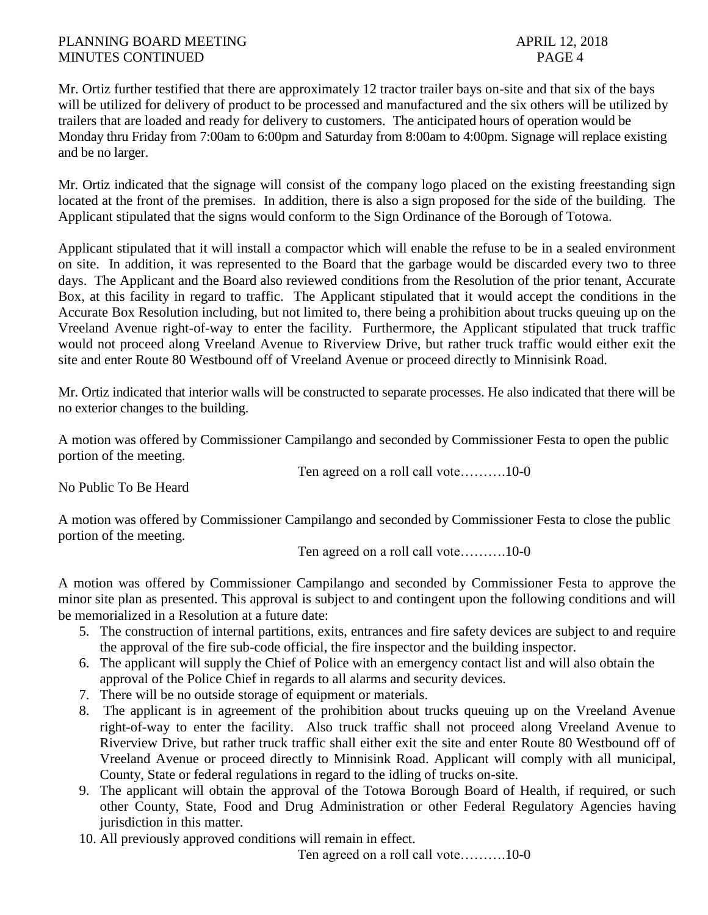Mr. Ortiz further testified that there are approximately 12 tractor trailer bays on-site and that six of the bays will be utilized for delivery of product to be processed and manufactured and the six others will be utilized by trailers that are loaded and ready for delivery to customers. The anticipated hours of operation would be Monday thru Friday from 7:00am to 6:00pm and Saturday from 8:00am to 4:00pm. Signage will replace existing and be no larger.

Mr. Ortiz indicated that the signage will consist of the company logo placed on the existing freestanding sign located at the front of the premises. In addition, there is also a sign proposed for the side of the building. The Applicant stipulated that the signs would conform to the Sign Ordinance of the Borough of Totowa.

Applicant stipulated that it will install a compactor which will enable the refuse to be in a sealed environment on site. In addition, it was represented to the Board that the garbage would be discarded every two to three days. The Applicant and the Board also reviewed conditions from the Resolution of the prior tenant, Accurate Box, at this facility in regard to traffic. The Applicant stipulated that it would accept the conditions in the Accurate Box Resolution including, but not limited to, there being a prohibition about trucks queuing up on the Vreeland Avenue right-of-way to enter the facility. Furthermore, the Applicant stipulated that truck traffic would not proceed along Vreeland Avenue to Riverview Drive, but rather truck traffic would either exit the site and enter Route 80 Westbound off of Vreeland Avenue or proceed directly to Minnisink Road.

Mr. Ortiz indicated that interior walls will be constructed to separate processes. He also indicated that there will be no exterior changes to the building.

A motion was offered by Commissioner Campilango and seconded by Commissioner Festa to open the public portion of the meeting.

Ten agreed on a roll call vote……….10-0

No Public To Be Heard

A motion was offered by Commissioner Campilango and seconded by Commissioner Festa to close the public portion of the meeting.

Ten agreed on a roll call vote……….10-0

A motion was offered by Commissioner Campilango and seconded by Commissioner Festa to approve the minor site plan as presented. This approval is subject to and contingent upon the following conditions and will be memorialized in a Resolution at a future date:

5. The construction of internal partitions, exits, entrances and fire safety devices are subject to and require the approval of the fire sub-code official, the fire inspector and the building inspector.
6. The applicant will supply the Chief of Police with an emergency contact list and will also obtain the approval of the Police Chief in regards to all alarms and security devices.
7. There will be no outside storage of equipment or materials.
8. The applicant is in agreement of the prohibition about trucks queuing up on the Vreeland Avenue right-of-way to enter the facility. Also truck traffic shall not proceed along Vreeland Avenue to Riverview Drive, but rather truck traffic shall either exit the site and enter Route 80 Westbound off of Vreeland Avenue or proceed directly to Minnisink Road. Applicant will comply with all municipal, County, State or federal regulations in regard to the idling of trucks on-site.
9. The applicant will obtain the approval of the Totowa Borough Board of Health, if required, or such other County, State, Food and Drug Administration or other Federal Regulatory Agencies having jurisdiction in this matter.
10. All previously approved conditions will remain in effect.

Ten agreed on a roll call vote……….10-0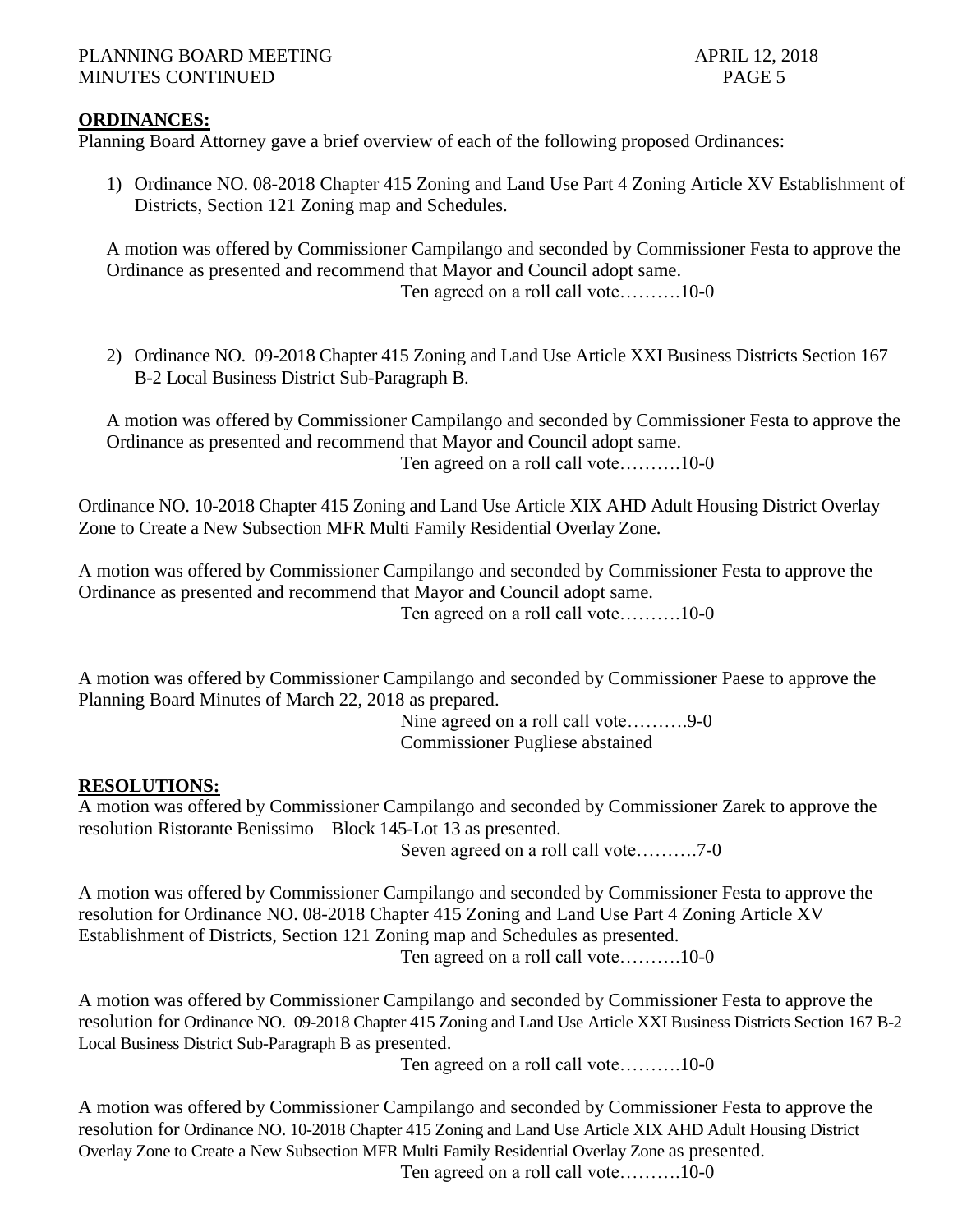## ORDINANCES:

Planning Board Attorney gave a brief overview of each of the following proposed Ordinances:

1) Ordinance NO. 08-2018 Chapter 415 Zoning and Land Use Part 4 Zoning Article XV Establishment of Districts, Section 121 Zoning map and Schedules.

A motion was offered by Commissioner Campilango and seconded by Commissioner Festa to approve the Ordinance as presented and recommend that Mayor and Council adopt same.

Ten agreed on a roll call vote……….10-0

2) Ordinance NO. 09-2018 Chapter 415 Zoning and Land Use Article XXI Business Districts Section 167 B-2 Local Business District Sub-Paragraph B.

A motion was offered by Commissioner Campilango and seconded by Commissioner Festa to approve the Ordinance as presented and recommend that Mayor and Council adopt same.

Ten agreed on a roll call vote……….10-0

Ordinance NO. 10-2018 Chapter 415 Zoning and Land Use Article XIX AHD Adult Housing District Overlay Zone to Create a New Subsection MFR Multi Family Residential Overlay Zone.

A motion was offered by Commissioner Campilango and seconded by Commissioner Festa to approve the Ordinance as presented and recommend that Mayor and Council adopt same.

Ten agreed on a roll call vote……….10-0

A motion was offered by Commissioner Campilango and seconded by Commissioner Paese to approve the Planning Board Minutes of March 22, 2018 as prepared.

Nine agreed on a roll call vote……….9-0
Commissioner Pugliese abstained

## RESOLUTIONS:

A motion was offered by Commissioner Campilango and seconded by Commissioner Zarek to approve the resolution Ristorante Benissimo – Block 145-Lot 13 as presented.

Seven agreed on a roll call vote……….7-0

A motion was offered by Commissioner Campilango and seconded by Commissioner Festa to approve the resolution for Ordinance NO. 08-2018 Chapter 415 Zoning and Land Use Part 4 Zoning Article XV Establishment of Districts, Section 121 Zoning map and Schedules as presented.

Ten agreed on a roll call vote……….10-0

A motion was offered by Commissioner Campilango and seconded by Commissioner Festa to approve the resolution for Ordinance NO. 09-2018 Chapter 415 Zoning and Land Use Article XXI Business Districts Section 167 B-2 Local Business District Sub-Paragraph B as presented.

Ten agreed on a roll call vote……….10-0

A motion was offered by Commissioner Campilango and seconded by Commissioner Festa to approve the resolution for Ordinance NO. 10-2018 Chapter 415 Zoning and Land Use Article XIX AHD Adult Housing District Overlay Zone to Create a New Subsection MFR Multi Family Residential Overlay Zone as presented.

Ten agreed on a roll call vote……….10-0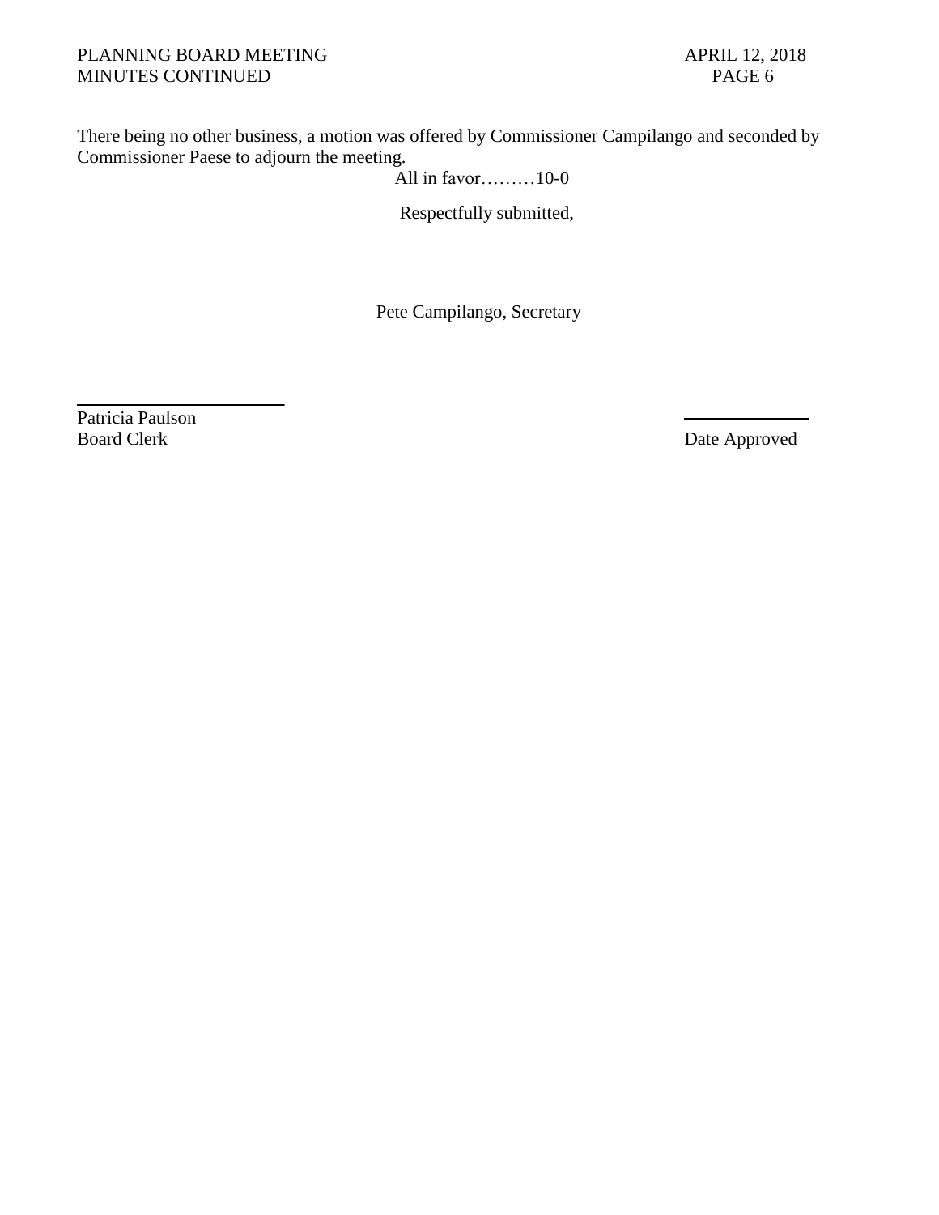There being no other business, a motion was offered by Commissioner Campilango and seconded by Commissioner Paese to adjourn the meeting.

All in favor………10-0

Respectfully submitted,

\_\_\_\_\_\_\_\_\_\_\_\_\_\_\_\_\_\_\_\_\_\_\_

Pete Campilango, Secretary

\_\_\_\_\_\_\_\_\_\_\_\_\_\_\_\_\_\_\_\_\_\_\_

Patricia Paulson
Board Clerk

\_\_\_\_\_\_\_\_\_\_\_\_\_

Date Approved